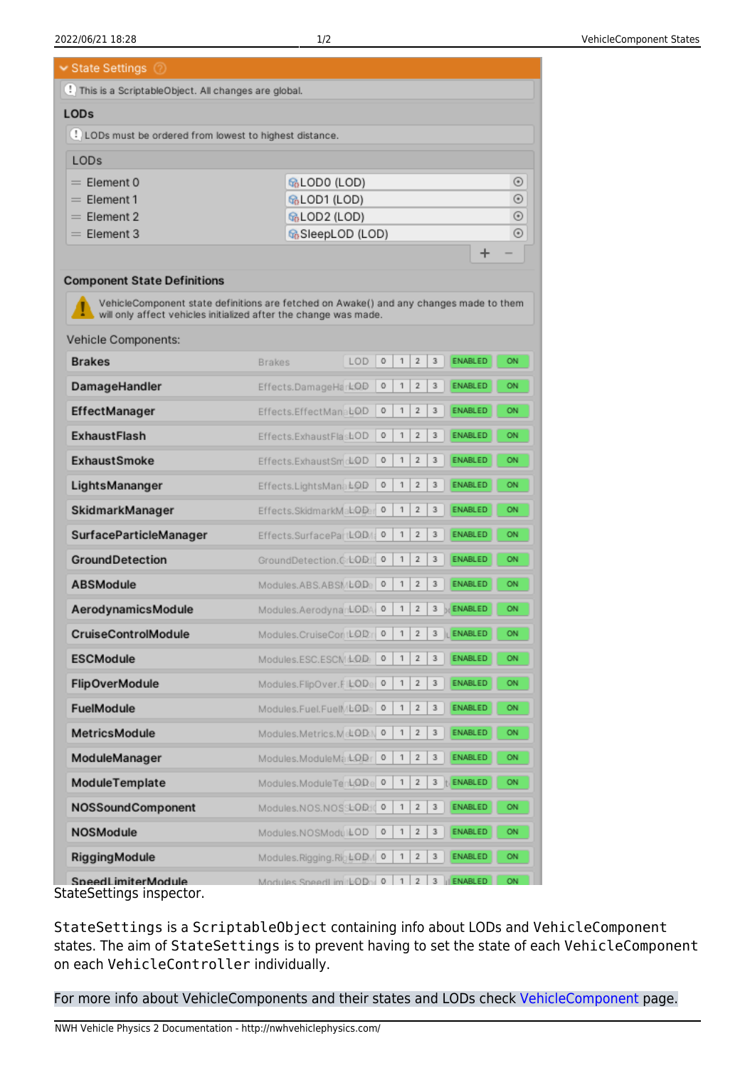StateSettings inspector.

`StateSettings` is a `ScriptableObject` containing info about LODs and `VehicleComponent` states. The aim of `StateSettings` is to prevent having to set the state of each `VehicleComponent` on each `VehicleController` individually.

For more info about VehicleComponents and their states and LODs check VehicleComponent page.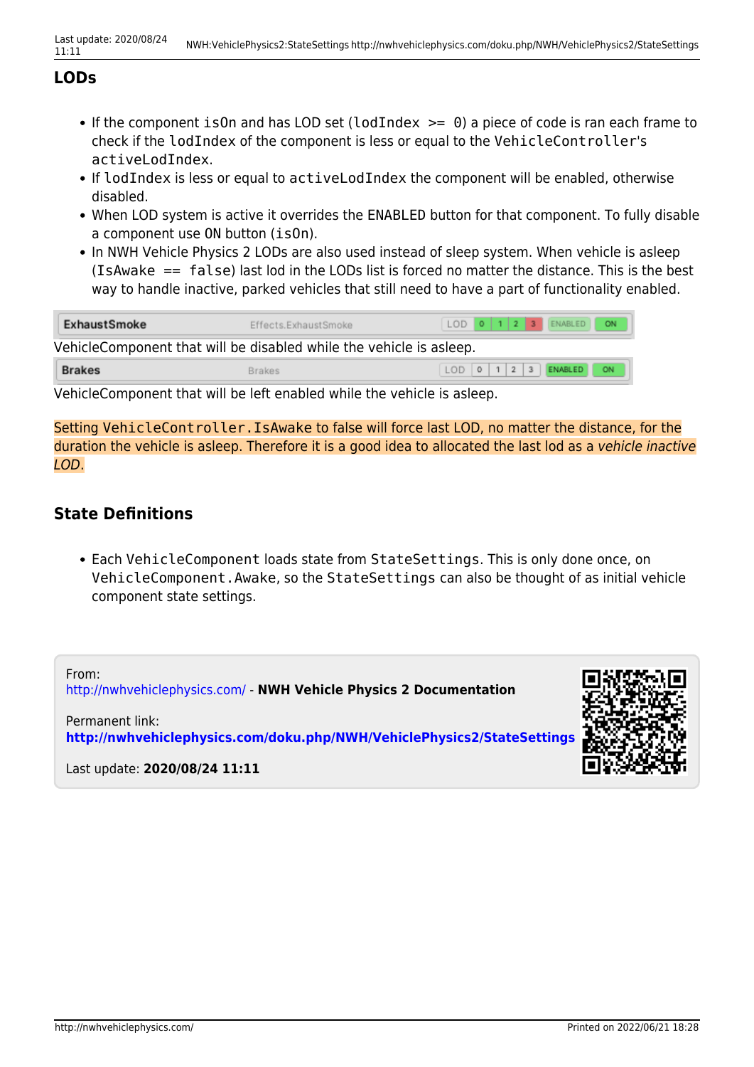## LODs

- If the component `isOn` and has LOD set (`lodIndex >= 0`) a piece of code is ran each frame to check if the `lodIndex` of the component is less or equal to the `VehicleController`'s `activeLodIndex`.
- If `lodIndex` is less or equal to `activeLodIndex` the component will be enabled, otherwise disabled.
- When LOD system is active it overrides the `ENABLED` button for that component. To fully disable a component use `ON` button (`isOn`).
- In NWH Vehicle Physics 2 LODs are also used instead of sleep system. When vehicle is asleep (`IsAwake == false`) last lod in the LODs list is forced no matter the distance. This is the best way to handle inactive, parked vehicles that still need to have a part of functionality enabled.

| | | | | | | | | |
|---|---|---|---|---|---|---|---|---|
| ExhaustSmoke | Effects.ExhaustSmoke | LOD | 0 | 1 | 2 | 3 | ENABLED | ON |

VehicleComponent that will be disabled while the vehicle is asleep.

| | | | | | | | | |
|---|---|---|---|---|---|---|---|---|
| Brakes | Brakes | LOD | 0 | 1 | 2 | 3 | ENABLED | ON |

VehicleComponent that will be left enabled while the vehicle is asleep.

Setting `VehicleController.IsAwake` to false will force last LOD, no matter the distance, for the duration the vehicle is asleep. Therefore it is a good idea to allocated the last lod as a *vehicle inactive LOD*.

## State Definitions

- Each `VehicleComponent` loads state from `StateSettings`. This is only done once, on `VehicleComponent.Awake`, so the `StateSettings` can also be thought of as initial vehicle component state settings.

From:
http://nwhvehiclephysics.com/ - **NWH Vehicle Physics 2 Documentation**

Permanent link:
**http://nwhvehiclephysics.com/doku.php/NWH/VehiclePhysics2/StateSettings**

Last update: **2020/08/24 11:11**